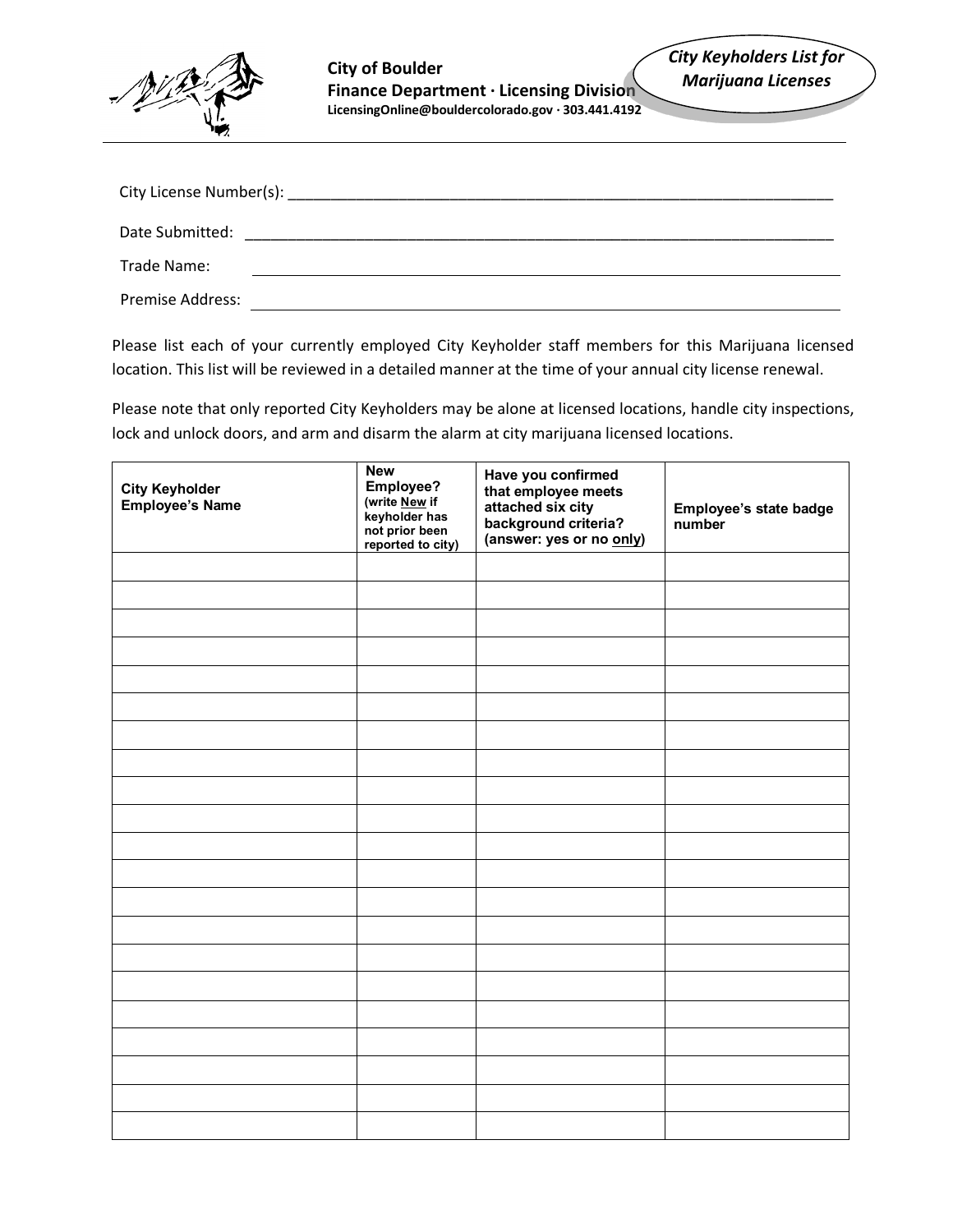**City of Boulder**
**Finance Department · Licensing Division**
LicensingOnline@bouldercolorado.gov · 303.441.4192

*City Keyholders List for Marijuana Licenses*

City License Number(s): ___________________________________________

Date Submitted: ___________________________________________

Trade Name: ___________________________________________

Premise Address: ___________________________________________

Please list each of your currently employed City Keyholder staff members for this Marijuana licensed location. This list will be reviewed in a detailed manner at the time of your annual city license renewal.

Please note that only reported City Keyholders may be alone at licensed locations, handle city inspections, lock and unlock doors, and arm and disarm the alarm at city marijuana licensed locations.

| City Keyholder Employee's Name | New Employee? (write New if keyholder has not prior been reported to city) | Have you confirmed that employee meets attached six city background criteria? (answer: yes or no only) | Employee's state badge number |
|---|---|---|---|
| | | | |
| | | | |
| | | | |
| | | | |
| | | | |
| | | | |
| | | | |
| | | | |
| | | | |
| | | | |
| | | | |
| | | | |
| | | | |
| | | | |
| | | | |
| | | | |
| | | | |
| | | | |
| | | | |
| | | | |
| | | | |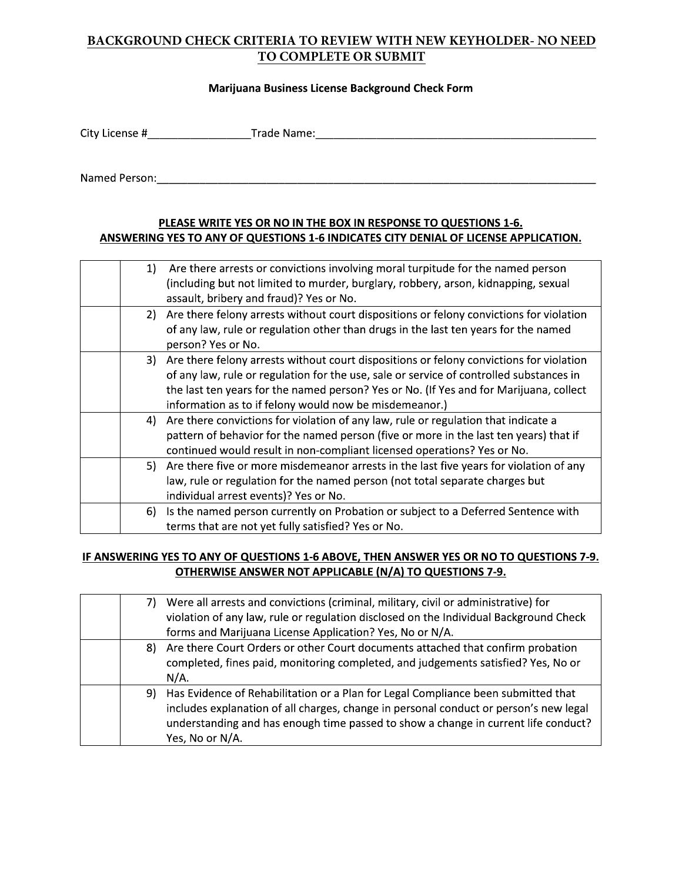## BACKGROUND CHECK CRITERIA TO REVIEW WITH NEW KEYHOLDER- NO NEED TO COMPLETE OR SUBMIT

**Marijuana Business License Background Check Form**

City License #________________Trade Name:_______________________________________________

Named Person:_________________________________________________________________________

**PLEASE WRITE YES OR NO IN THE BOX IN RESPONSE TO QUESTIONS 1-6.**
**ANSWERING YES TO ANY OF QUESTIONS 1-6 INDICATES CITY DENIAL OF LICENSE APPLICATION.**

| | |
|---|---|
| | 1) Are there arrests or convictions involving moral turpitude for the named person (including but not limited to murder, burglary, robbery, arson, kidnapping, sexual assault, bribery and fraud)? Yes or No. |
| | 2) Are there felony arrests without court dispositions or felony convictions for violation of any law, rule or regulation other than drugs in the last ten years for the named person? Yes or No. |
| | 3) Are there felony arrests without court dispositions or felony convictions for violation of any law, rule or regulation for the use, sale or service of controlled substances in the last ten years for the named person? Yes or No. (If Yes and for Marijuana, collect information as to if felony would now be misdemeanor.) |
| | 4) Are there convictions for violation of any law, rule or regulation that indicate a pattern of behavior for the named person (five or more in the last ten years) that if continued would result in non-compliant licensed operations? Yes or No. |
| | 5) Are there five or more misdemeanor arrests in the last five years for violation of any law, rule or regulation for the named person (not total separate charges but individual arrest events)? Yes or No. |
| | 6) Is the named person currently on Probation or subject to a Deferred Sentence with terms that are not yet fully satisfied? Yes or No. |

**IF ANSWERING YES TO ANY OF QUESTIONS 1-6 ABOVE, THEN ANSWER YES OR NO TO QUESTIONS 7-9.**
**OTHERWISE ANSWER NOT APPLICABLE (N/A) TO QUESTIONS 7-9.**

| | |
|---|---|
| | 7) Were all arrests and convictions (criminal, military, civil or administrative) for violation of any law, rule or regulation disclosed on the Individual Background Check forms and Marijuana License Application? Yes, No or N/A. |
| | 8) Are there Court Orders or other Court documents attached that confirm probation completed, fines paid, monitoring completed, and judgements satisfied? Yes, No or N/A. |
| | 9) Has Evidence of Rehabilitation or a Plan for Legal Compliance been submitted that includes explanation of all charges, change in personal conduct or person's new legal understanding and has enough time passed to show a change in current life conduct? Yes, No or N/A. |